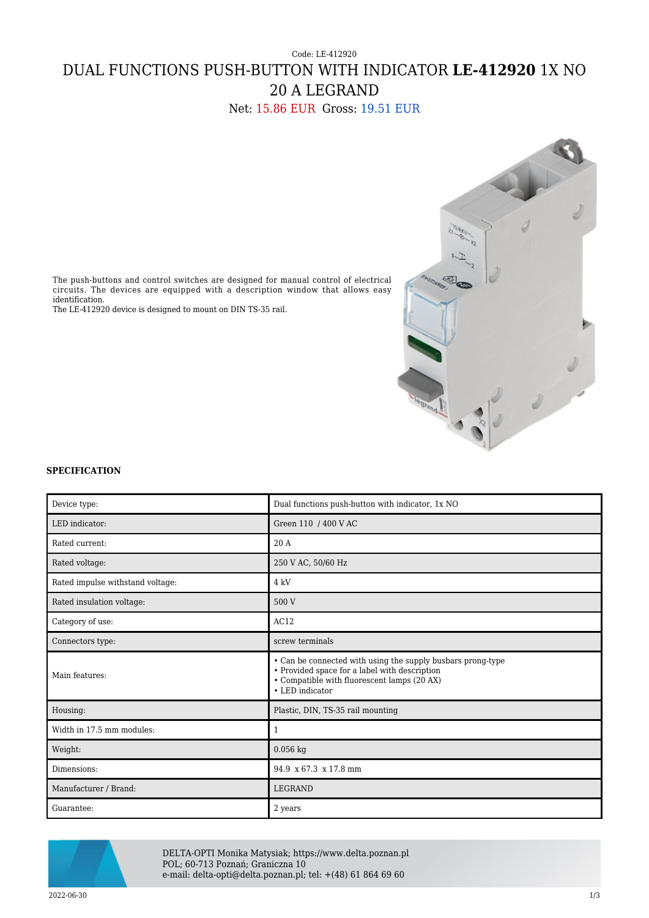Code: LE-412920

# DUAL FUNCTIONS PUSH-BUTTON WITH INDICATOR **LE-412920** 1X NO 20 A LEGRAND

Net: 15.86 EUR Gross: 19.51 EUR

The push-buttons and control switches are designed for manual control of electrical circuits. The devices are equipped with a description window that allows easy identification.
The LE-412920 device is designed to mount on DIN TS-35 rail.

**SPECIFICATION**

| | |
|---|---|
| Device type: | Dual functions push-button with indicator, 1x NO |
| LED indicator: | Green 110 / 400 V AC |
| Rated current: | 20 A |
| Rated voltage: | 250 V AC, 50/60 Hz |
| Rated impulse withstand voltage: | 4 kV |
| Rated insulation voltage: | 500 V |
| Category of use: | AC12 |
| Connectors type: | screw terminals |
| Main features: | • Can be connected with using the supply busbars prong-type<br>• Provided space for a label with description<br>• Compatible with fluorescent lamps (20 AX)<br>• LED indicator |
| Housing: | Plastic, DIN, TS-35 rail mounting |
| Width in 17.5 mm modules: | 1 |
| Weight: | 0.056 kg |
| Dimensions: | 94.9 x 67.3 x 17.8 mm |
| Manufacturer / Brand: | LEGRAND |
| Guarantee: | 2 years |

DELTA-OPTI Monika Matysiak; https://www.delta.poznan.pl
POL; 60-713 Poznań; Graniczna 10
e-mail: delta-opti@delta.poznan.pl; tel: +(48) 61 864 69 60

2022-06-30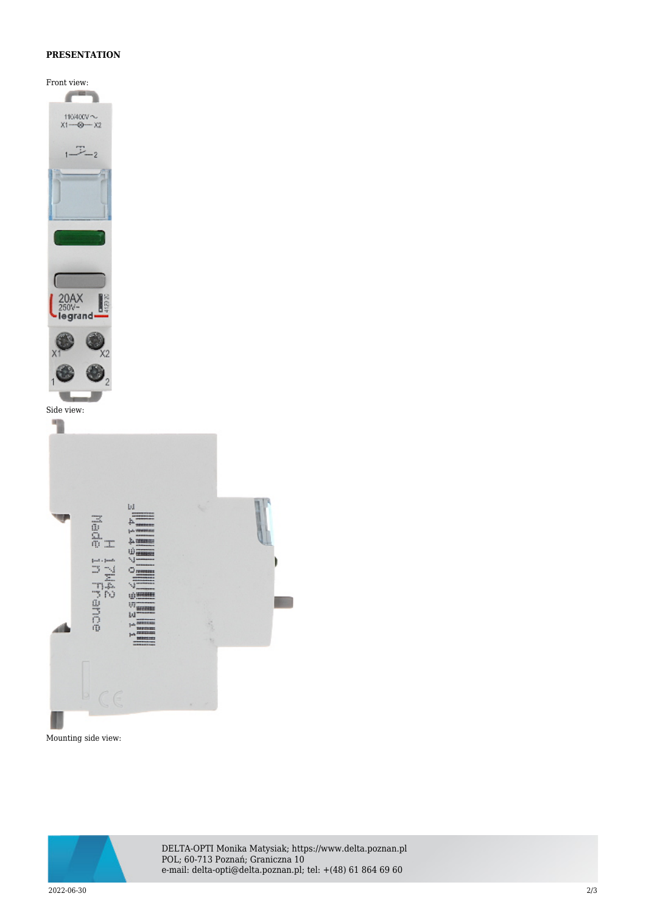**PRESENTATION**

Front view:

Side view:

Mounting side view: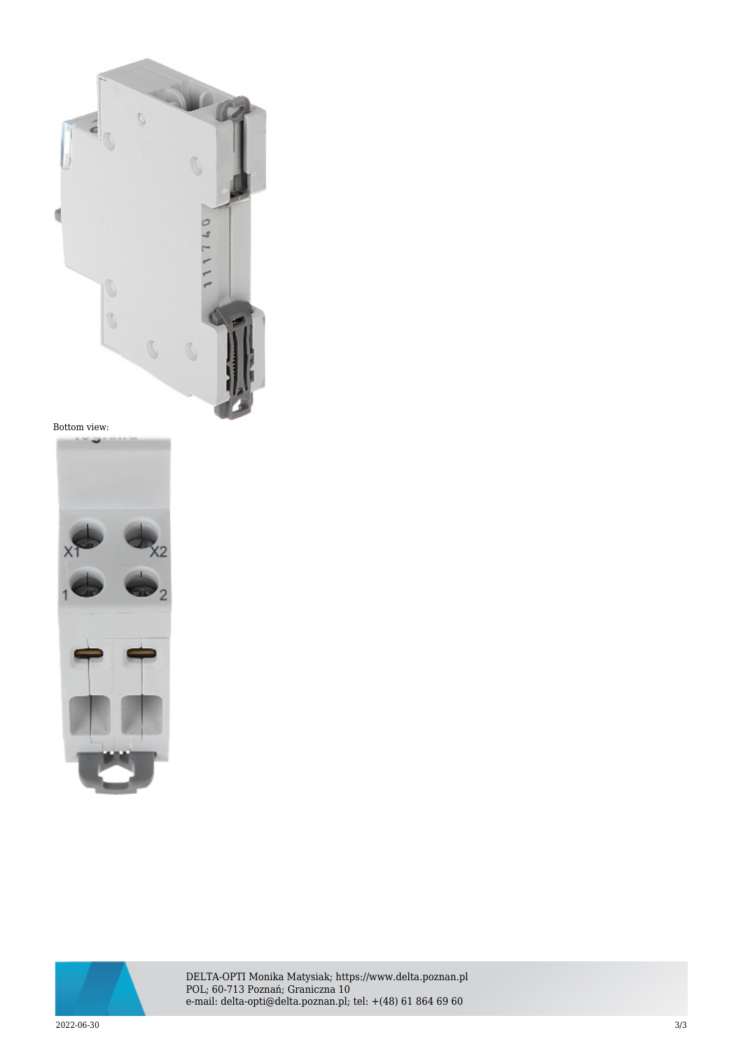Bottom view: